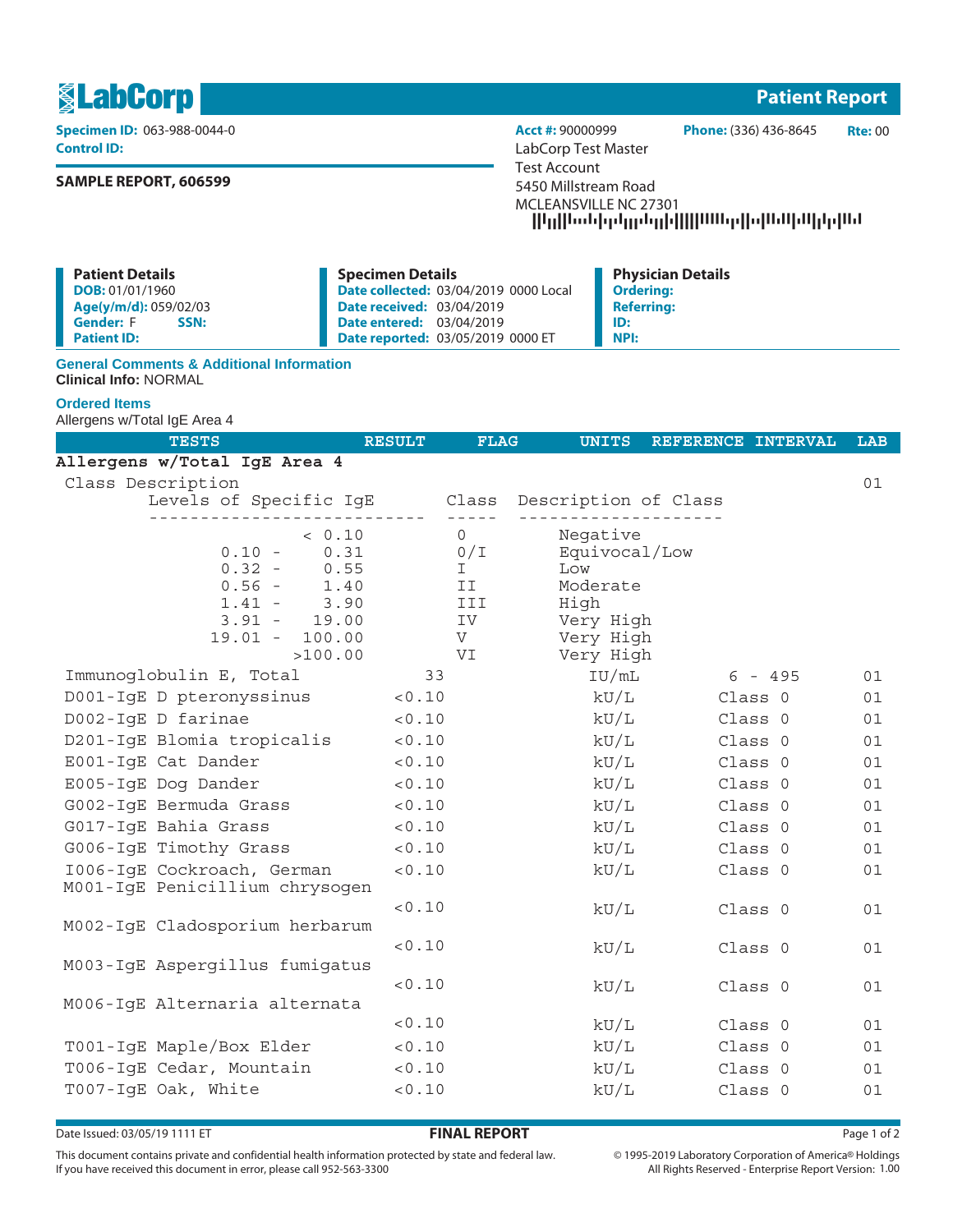# LabCorp — Patient Report

**Specimen ID:** 063-988-0044-0
**Control ID:**

**Acct #:** 90000999 **Phone:** (336) 436-8645 **Rte:** 00

LabCorp Test Master
Test Account
5450 Millstream Road
MCLEANSVILLE NC 27301

**SAMPLE REPORT, 606599**

| Patient Details | Specimen Details | Physician Details |
|---|---|---|
| **DOB:** 01/01/1960 | **Date collected:** 03/04/2019 0000 Local | **Ordering:** |
| **Age(y/m/d):** 059/02/03 | **Date received:** 03/04/2019 | **Referring:** |
| **Gender:** F **SSN:** | **Date entered:** 03/04/2019 | **ID:** |
| **Patient ID:** | **Date reported:** 03/05/2019 0000 ET | **NPI:** |

### General Comments & Additional Information

**Clinical Info:** NORMAL

### Ordered Items

Allergens w/Total IgE Area 4

| TESTS | RESULT | FLAG | UNITS | REFERENCE INTERVAL | LAB |
|---|---|---|---|---|---|
| **Allergens w/Total IgE Area 4** | | | | | |
| Class Description | | | | | 01 |

| Levels of Specific IgE | Class | Description of Class |
|---|---|---|
| < 0.10 | 0 | Negative |
| 0.10 - 0.31 | 0/I | Equivocal/Low |
| 0.32 - 0.55 | I | Low |
| 0.56 - 1.40 | II | Moderate |
| 1.41 - 3.90 | III | High |
| 3.91 - 19.00 | IV | Very High |
| 19.01 - 100.00 | V | Very High |
| >100.00 | VI | Very High |

| TESTS | RESULT | FLAG | UNITS | REFERENCE INTERVAL | LAB |
|---|---|---|---|---|---|
| Immunoglobulin E, Total | 33 | | IU/mL | 6 - 495 | 01 |
| D001-IgE D pteronyssinus | <0.10 | | kU/L | Class 0 | 01 |
| D002-IgE D farinae | <0.10 | | kU/L | Class 0 | 01 |
| D201-IgE Blomia tropicalis | <0.10 | | kU/L | Class 0 | 01 |
| E001-IgE Cat Dander | <0.10 | | kU/L | Class 0 | 01 |
| E005-IgE Dog Dander | <0.10 | | kU/L | Class 0 | 01 |
| G002-IgE Bermuda Grass | <0.10 | | kU/L | Class 0 | 01 |
| G017-IgE Bahia Grass | <0.10 | | kU/L | Class 0 | 01 |
| G006-IgE Timothy Grass | <0.10 | | kU/L | Class 0 | 01 |
| I006-IgE Cockroach, German | <0.10 | | kU/L | Class 0 | 01 |
| M001-IgE Penicillium chrysogen | <0.10 | | kU/L | Class 0 | 01 |
| M002-IgE Cladosporium herbarum | <0.10 | | kU/L | Class 0 | 01 |
| M003-IgE Aspergillus fumigatus | <0.10 | | kU/L | Class 0 | 01 |
| M006-IgE Alternaria alternata | <0.10 | | kU/L | Class 0 | 01 |
| T001-IgE Maple/Box Elder | <0.10 | | kU/L | Class 0 | 01 |
| T006-IgE Cedar, Mountain | <0.10 | | kU/L | Class 0 | 01 |
| T007-IgE Oak, White | <0.10 | | kU/L | Class 0 | 01 |

Date Issued: 03/05/19 1111 ET

**FINAL REPORT**

This document contains private and confidential health information protected by state and federal law.
If you have received this document in error, please call 952-563-3300

© 1995-2019 Laboratory Corporation of America® Holdings
All Rights Reserved - Enterprise Report Version: 1.00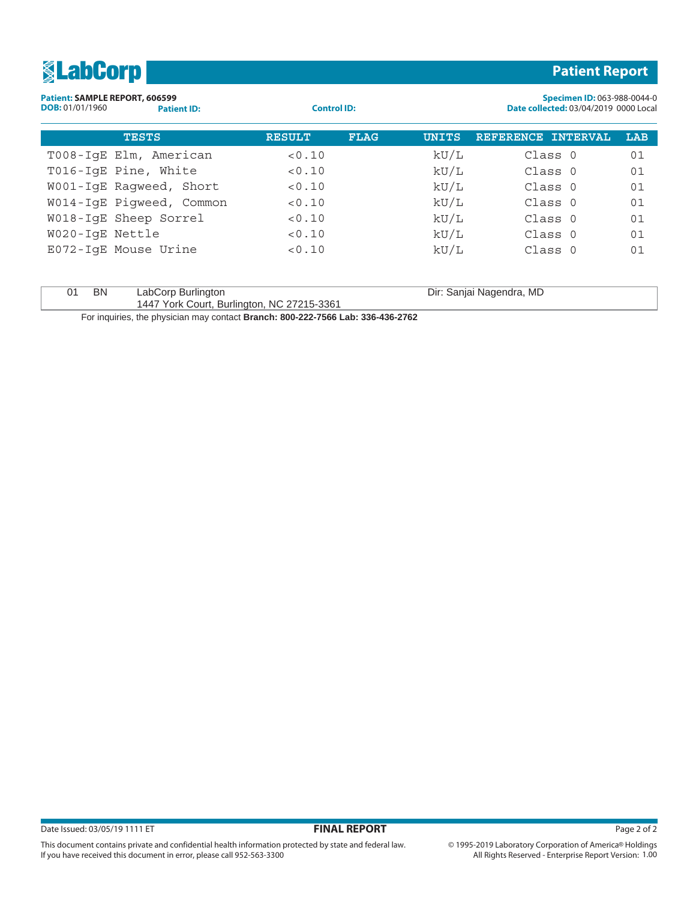**LabCorp** — **Patient Report**

**Patient:** SAMPLE REPORT, 606599
**DOB:** 01/01/1960 **Patient ID:** **Control ID:**
**Specimen ID:** 063-988-0044-0
**Date collected:** 03/04/2019 0000 Local

| TESTS | RESULT | FLAG | UNITS | REFERENCE INTERVAL | LAB |
|---|---|---|---|---|---|
| T008-IgE Elm, American | <0.10 | | kU/L | Class 0 | 01 |
| T016-IgE Pine, White | <0.10 | | kU/L | Class 0 | 01 |
| W001-IgE Ragweed, Short | <0.10 | | kU/L | Class 0 | 01 |
| W014-IgE Pigweed, Common | <0.10 | | kU/L | Class 0 | 01 |
| W018-IgE Sheep Sorrel | <0.10 | | kU/L | Class 0 | 01 |
| W020-IgE Nettle | <0.10 | | kU/L | Class 0 | 01 |
| E072-IgE Mouse Urine | <0.10 | | kU/L | Class 0 | 01 |

| | | | |
|---|---|---|---|
| 01 | BN | LabCorp Burlington<br>1447 York Court, Burlington, NC 27215-3361 | Dir: Sanjai Nagendra, MD |

For inquiries, the physician may contact **Branch: 800-222-7566 Lab: 336-436-2762**

Date Issued: 03/05/19 1111 ET **FINAL REPORT**

This document contains private and confidential health information protected by state and federal law.
If you have received this document in error, please call 952-563-3300

© 1995-2019 Laboratory Corporation of America® Holdings
All Rights Reserved - Enterprise Report Version: 1.00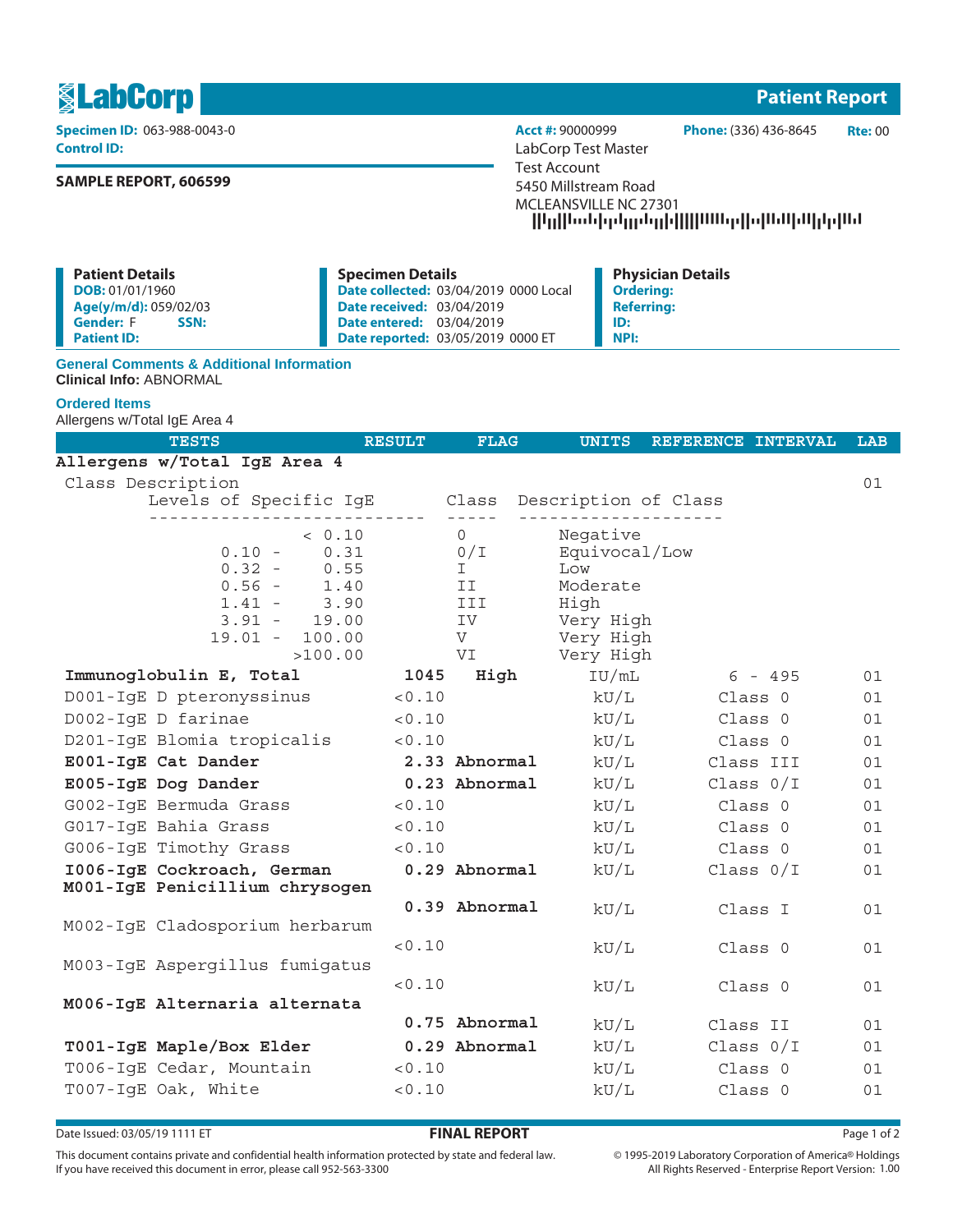# LabCorp

**Patient Report**

**Specimen ID:** 063-988-0043-0
**Control ID:**

**SAMPLE REPORT, 606599**

**Acct #:** 90000999 **Phone:** (336) 436-8645 **Rte:** 00

LabCorp Test Master
Test Account
5450 Millstream Road
MCLEANSVILLE NC 27301

| Patient Details | Specimen Details | Physician Details |
|---|---|---|
| **DOB:** 01/01/1960 | **Date collected:** 03/04/2019 0000 Local | **Ordering:** |
| **Age(y/m/d):** 059/02/03 | **Date received:** 03/04/2019 | **Referring:** |
| **Gender:** F **SSN:** | **Date entered:** 03/04/2019 | **ID:** |
| **Patient ID:** | **Date reported:** 03/05/2019 0000 ET | **NPI:** |

### General Comments & Additional Information

**Clinical Info:** ABNORMAL

### Ordered Items

Allergens w/Total IgE Area 4

| TESTS | RESULT | FLAG | UNITS | REFERENCE INTERVAL | LAB |
|---|---|---|---|---|---|
| **Allergens w/Total IgE Area 4** | | | | | |
| Class Description | | | | | 01 |

| Levels of Specific IgE | Class | Description of Class |
|---|---|---|
| < 0.10 | 0 | Negative |
| 0.10 - 0.31 | 0/I | Equivocal/Low |
| 0.32 - 0.55 | I | Low |
| 0.56 - 1.40 | II | Moderate |
| 1.41 - 3.90 | III | High |
| 3.91 - 19.00 | IV | Very High |
| 19.01 - 100.00 | V | Very High |
| >100.00 | VI | Very High |

| TESTS | RESULT | FLAG | UNITS | REFERENCE INTERVAL | LAB |
|---|---|---|---|---|---|
| **Immunoglobulin E, Total** | **1045** | **High** | IU/mL | 6 - 495 | 01 |
| D001-IgE D pteronyssinus | <0.10 | | kU/L | Class 0 | 01 |
| D002-IgE D farinae | <0.10 | | kU/L | Class 0 | 01 |
| D201-IgE Blomia tropicalis | <0.10 | | kU/L | Class 0 | 01 |
| **E001-IgE Cat Dander** | **2.33** | **Abnormal** | kU/L | Class III | 01 |
| **E005-IgE Dog Dander** | **0.23** | **Abnormal** | kU/L | Class 0/I | 01 |
| G002-IgE Bermuda Grass | <0.10 | | kU/L | Class 0 | 01 |
| G017-IgE Bahia Grass | <0.10 | | kU/L | Class 0 | 01 |
| G006-IgE Timothy Grass | <0.10 | | kU/L | Class 0 | 01 |
| **I006-IgE Cockroach, German** | **0.29** | **Abnormal** | kU/L | Class 0/I | 01 |
| **M001-IgE Penicillium chrysogen** | **0.39** | **Abnormal** | kU/L | Class I | 01 |
| M002-IgE Cladosporium herbarum | <0.10 | | kU/L | Class 0 | 01 |
| M003-IgE Aspergillus fumigatus | <0.10 | | kU/L | Class 0 | 01 |
| **M006-IgE Alternaria alternata** | **0.75** | **Abnormal** | kU/L | Class II | 01 |
| **T001-IgE Maple/Box Elder** | **0.29** | **Abnormal** | kU/L | Class 0/I | 01 |
| T006-IgE Cedar, Mountain | <0.10 | | kU/L | Class 0 | 01 |
| T007-IgE Oak, White | <0.10 | | kU/L | Class 0 | 01 |

Date Issued: 03/05/19 1111 ET **FINAL REPORT**

This document contains private and confidential health information protected by state and federal law.
If you have received this document in error, please call 952-563-3300

© 1995-2019 Laboratory Corporation of America® Holdings
All Rights Reserved - Enterprise Report Version: 1.00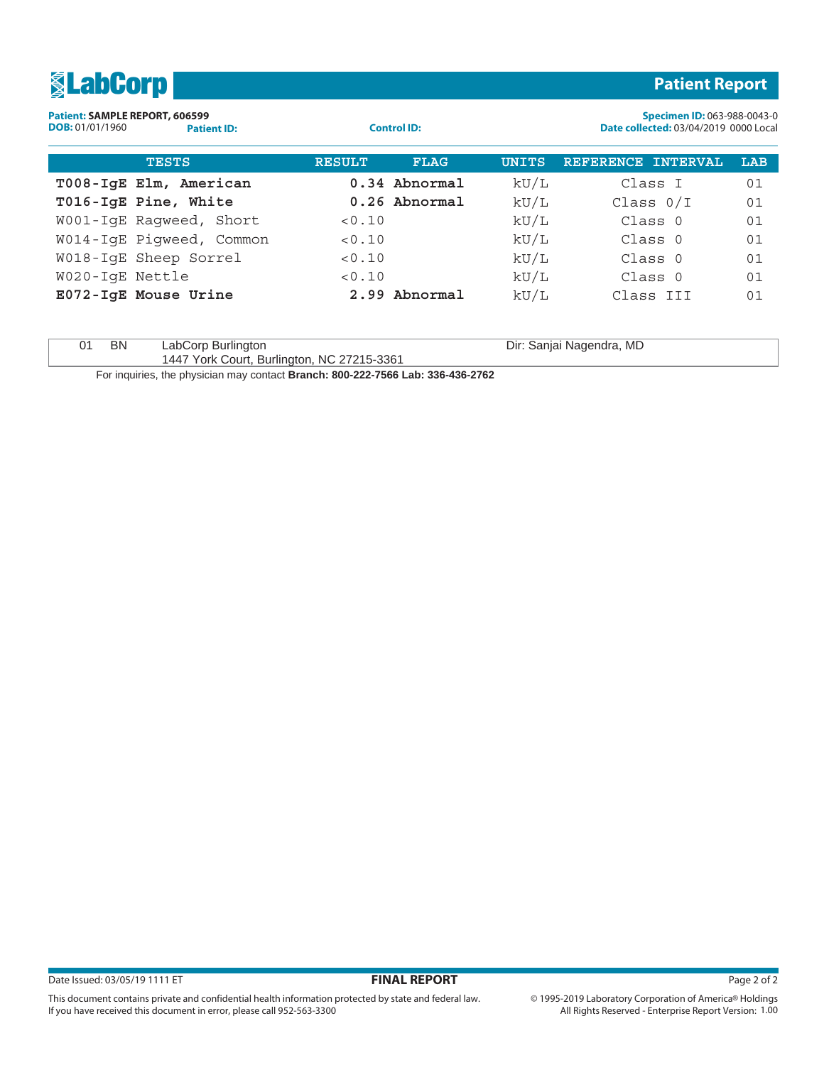**LabCorp** — **Patient Report**

**Patient:** SAMPLE REPORT, 606599
**DOB:** 01/01/1960 **Patient ID:** **Control ID:**
**Specimen ID:** 063-988-0043-0
**Date collected:** 03/04/2019 0000 Local

| TESTS | RESULT | FLAG | UNITS | REFERENCE INTERVAL | LAB |
|---|---|---|---|---|---|
| **T008-IgE Elm, American** | **0.34** | **Abnormal** | kU/L | Class I | 01 |
| **T016-IgE Pine, White** | **0.26** | **Abnormal** | kU/L | Class 0/I | 01 |
| W001-IgE Ragweed, Short | <0.10 | | kU/L | Class 0 | 01 |
| W014-IgE Pigweed, Common | <0.10 | | kU/L | Class 0 | 01 |
| W018-IgE Sheep Sorrel | <0.10 | | kU/L | Class 0 | 01 |
| W020-IgE Nettle | <0.10 | | kU/L | Class 0 | 01 |
| **E072-IgE Mouse Urine** | **2.99** | **Abnormal** | kU/L | Class III | 01 |

| | | | |
|---|---|---|---|
| 01 | BN | LabCorp Burlington<br>1447 York Court, Burlington, NC 27215-3361 | Dir: Sanjai Nagendra, MD |

For inquiries, the physician may contact **Branch: 800-222-7566 Lab: 336-436-2762**

Date Issued: 03/05/19 1111 ET **FINAL REPORT**

This document contains private and confidential health information protected by state and federal law.
If you have received this document in error, please call 952-563-3300

© 1995-2019 Laboratory Corporation of America® Holdings
All Rights Reserved - Enterprise Report Version: 1.00